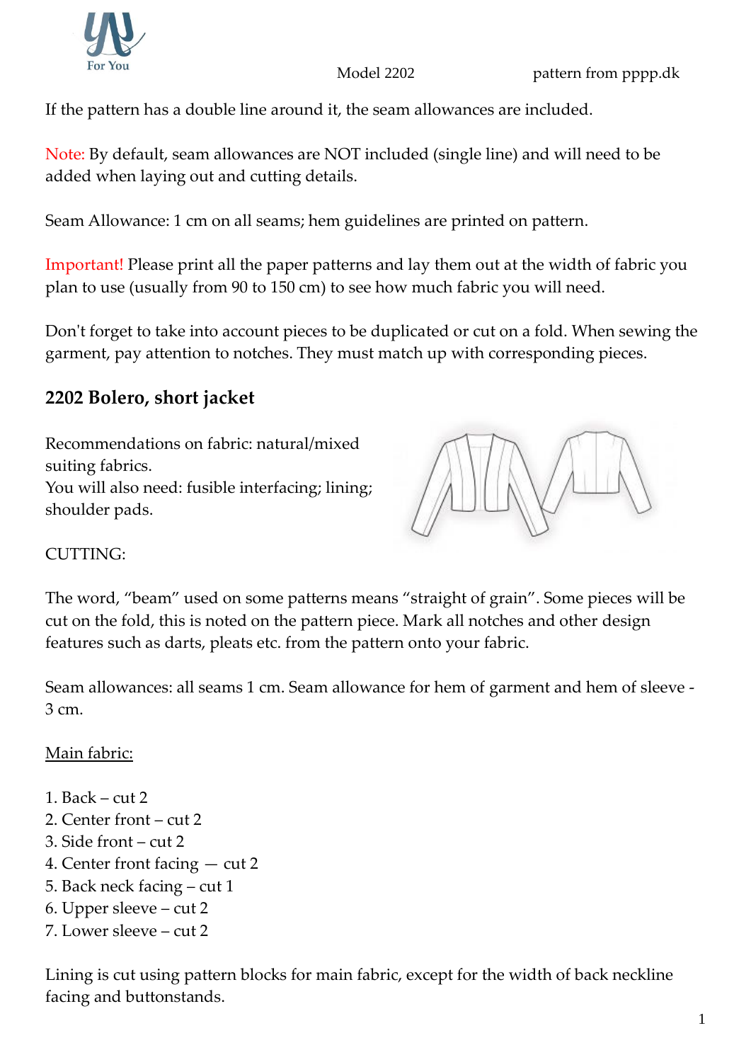For You

Model 2202 pattern from pppp.dk

If the pattern has a double line around it, the seam allowances are included.

Note: By default, seam allowances are NOT included (single line) and will need to be added when laying out and cutting details.

Seam Allowance: 1 cm on all seams; hem guidelines are printed on pattern.

Important! Please print all the paper patterns and lay them out at the width of fabric you plan to use (usually from 90 to 150 cm) to see how much fabric you will need.

Don't forget to take into account pieces to be duplicated or cut on a fold. When sewing the garment, pay attention to notches. They must match up with corresponding pieces.

## 2202 Bolero, short jacket

Recommendations on fabric: natural/mixed suiting fabrics.
You will also need: fusible interfacing; lining; shoulder pads.

CUTTING:

The word, "beam" used on some patterns means "straight of grain". Some pieces will be cut on the fold, this is noted on the pattern piece. Mark all notches and other design features such as darts, pleats etc. from the pattern onto your fabric.

Seam allowances: all seams 1 cm. Seam allowance for hem of garment and hem of sleeve - 3 cm.

Main fabric:

1. Back – cut 2
2. Center front – cut 2
3. Side front – cut 2
4. Center front facing — cut 2
5. Back neck facing – cut 1
6. Upper sleeve – cut 2
7. Lower sleeve – cut 2

Lining is cut using pattern blocks for main fabric, except for the width of back neckline facing and buttonstands.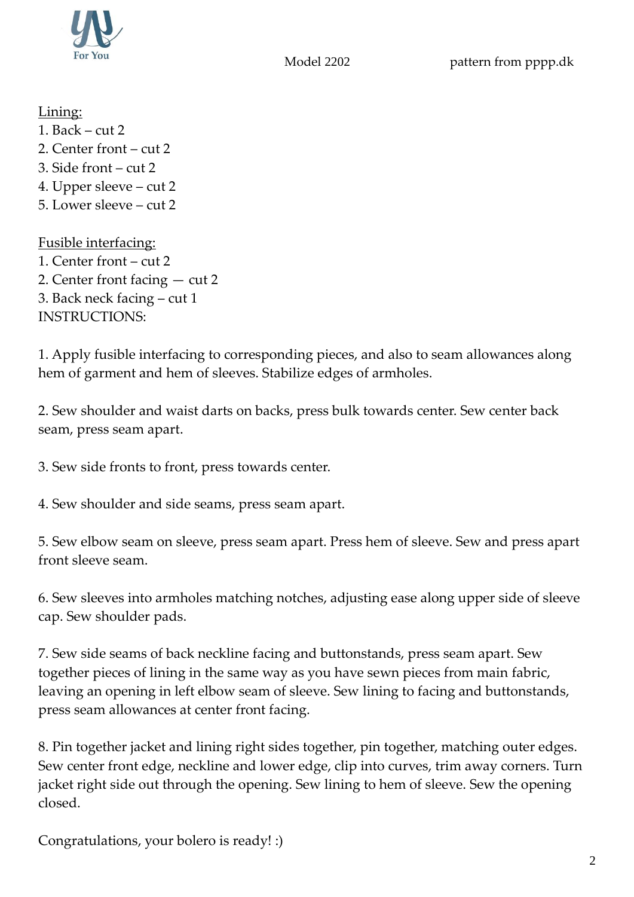<u>Lining:</u>
1. Back – cut 2
2. Center front – cut 2
3. Side front – cut 2
4. Upper sleeve – cut 2
5. Lower sleeve – cut 2

<u>Fusible interfacing:</u>
1. Center front – cut 2
2. Center front facing — cut 2
3. Back neck facing – cut 1

INSTRUCTIONS:

1. Apply fusible interfacing to corresponding pieces, and also to seam allowances along hem of garment and hem of sleeves. Stabilize edges of armholes.

2. Sew shoulder and waist darts on backs, press bulk towards center. Sew center back seam, press seam apart.

3. Sew side fronts to front, press towards center.

4. Sew shoulder and side seams, press seam apart.

5. Sew elbow seam on sleeve, press seam apart. Press hem of sleeve. Sew and press apart front sleeve seam.

6. Sew sleeves into armholes matching notches, adjusting ease along upper side of sleeve cap. Sew shoulder pads.

7. Sew side seams of back neckline facing and buttonstands, press seam apart. Sew together pieces of lining in the same way as you have sewn pieces from main fabric, leaving an opening in left elbow seam of sleeve. Sew lining to facing and buttonstands, press seam allowances at center front facing.

8. Pin together jacket and lining right sides together, pin together, matching outer edges. Sew center front edge, neckline and lower edge, clip into curves, trim away corners. Turn jacket right side out through the opening. Sew lining to hem of sleeve. Sew the opening closed.

Congratulations, your bolero is ready! :)